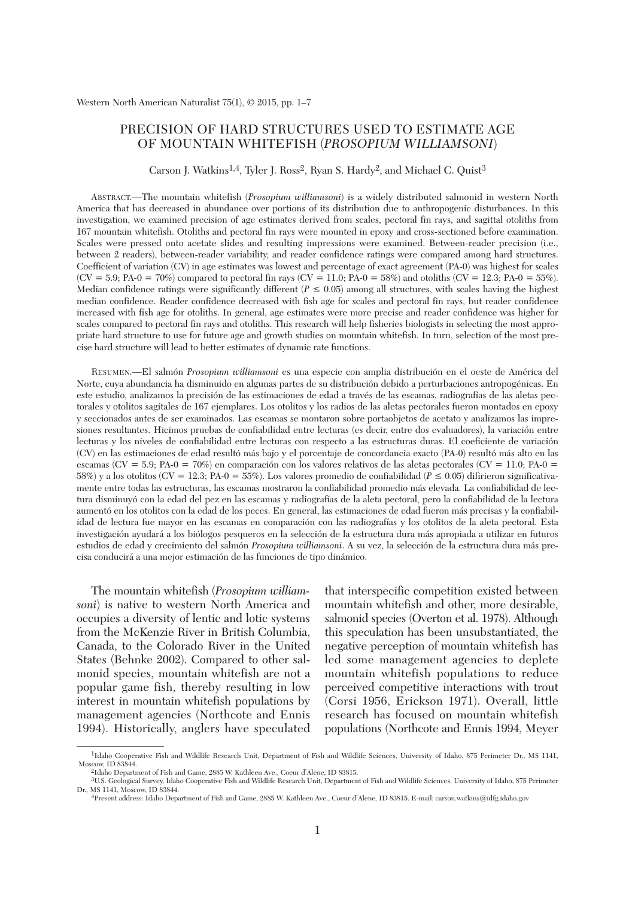# PRECISION OF HARD STRUCTURES USED TO ESTIMATE AGE OF MOUNTAIN WHITEFISH (*PROSOPIUM WILLIAMSONI*)

Carson J. Watkins[1,4], Tyler J. Ross[2], Ryan S. Hardy[2], and Michael C. Quist[3]

ABSTRACT.—The mountain whitefish (*Prosopium williamsoni*) is a widely distributed salmonid in western North America that has decreased in abundance over portions of its distribution due to anthropogenic disturbances. In this investigation, we examined precision of age estimates derived from scales, pectoral fin rays, and sagittal otoliths from 167 mountain whitefish. Otoliths and pectoral fin rays were mounted in epoxy and cross-sectioned before examination. Scales were pressed onto acetate slides and resulting impressions were examined. Between-reader precision (i.e., between 2 readers), between-reader variability, and reader confidence ratings were compared among hard structures. Coefficient of variation (CV) in age estimates was lowest and percentage of exact agreement (PA-0) was highest for scales (CV = 5.9; PA-0 = 70%) compared to pectoral fin rays (CV = 11.0; PA-0 = 58%) and otoliths (CV = 12.3; PA-0 = 55%). Median confidence ratings were significantly different ($P \leq 0.05$) among all structures, with scales having the highest median confidence. Reader confidence decreased with fish age for scales and pectoral fin rays, but reader confidence increased with fish age for otoliths. In general, age estimates were more precise and reader confidence was higher for scales compared to pectoral fin rays and otoliths. This research will help fisheries biologists in selecting the most appropriate hard structure to use for future age and growth studies on mountain whitefish. In turn, selection of the most precise hard structure will lead to better estimates of dynamic rate functions.

RESUMEN.—El salmón *Prosopium williamsoni* es una especie con amplia distribución en el oeste de América del Norte, cuya abundancia ha disminuido en algunas partes de su distribución debido a perturbaciones antropogénicas. En este estudio, analizamos la precisión de las estimaciones de edad a través de las escamas, radiografías de las aletas pectorales y otolitos sagitales de 167 ejemplares. Los otolitos y los radios de las aletas pectorales fueron montados en epoxy y seccionados antes de ser examinados. Las escamas se montaron sobre portaobjetos de acetato y analizamos las impresiones resultantes. Hicimos pruebas de confiabilidad entre lecturas (es decir, entre dos evaluadores), la variación entre lecturas y los niveles de confiabilidad entre lecturas con respecto a las estructuras duras. El coeficiente de variación (CV) en las estimaciones de edad resultó más bajo y el porcentaje de concordancia exacto (PA-0) resultó más alto en las escamas (CV = 5.9; PA-0 = 70%) en comparación con los valores relativos de las aletas pectorales (CV = 11.0; PA-0 = 58%) y a los otolitos (CV = 12.3; PA-0 = 55%). Los valores promedio de confiabilidad ($P \leq 0.05$) difirieron significativamente entre todas las estructuras, las escamas mostraron la confiabilidad promedio más elevada. La confiabilidad de lectura disminuyó con la edad del pez en las escamas y radiografías de la aleta pectoral, pero la confiabilidad de la lectura aumentó en los otolitos con la edad de los peces. En general, las estimaciones de edad fueron más precisas y la confiabilidad de lectura fue mayor en las escamas en comparación con las radiografías y los otolitos de la aleta pectoral. Esta investigación ayudará a los biólogos pesqueros en la selección de la estructura dura más apropiada a utilizar en futuros estudios de edad y crecimiento del salmón *Prosopium williamsoni*. A su vez, la selección de la estructura dura más precisa conducirá a una mejor estimación de las funciones de tipo dinámico.

The mountain whitefish (*Prosopium williamsoni*) is native to western North America and occupies a diversity of lentic and lotic systems from the McKenzie River in British Columbia, Canada, to the Colorado River in the United States (Behnke 2002). Compared to other salmonid species, mountain whitefish are not a popular game fish, thereby resulting in low interest in mountain whitefish populations by management agencies (Northcote and Ennis 1994). Historically, anglers have speculated that interspecific competition existed between mountain whitefish and other, more desirable, salmonid species (Overton et al. 1978). Although this speculation has been unsubstantiated, the negative perception of mountain whitefish has led some management agencies to deplete mountain whitefish populations to reduce perceived competitive interactions with trout (Corsi 1956, Erickson 1971). Overall, little research has focused on mountain whitefish populations (Northcote and Ennis 1994, Meyer

[1]Idaho Cooperative Fish and Wildlife Research Unit, Department of Fish and Wildlife Sciences, University of Idaho, 875 Perimeter Dr., MS 1141, Moscow, ID 83844.
[2]Idaho Department of Fish and Game, 2885 W. Kathleen Ave., Coeur d'Alene, ID 83815.
[3]U.S. Geological Survey, Idaho Cooperative Fish and Wildlife Research Unit, Department of Fish and Wildlife Sciences, University of Idaho, 875 Perimeter Dr., MS 1141, Moscow, ID 83844.
[4]Present address: Idaho Department of Fish and Game, 2885 W. Kathleen Ave., Coeur d'Alene, ID 83815. E-mail: carson.watkins@idfg.idaho.gov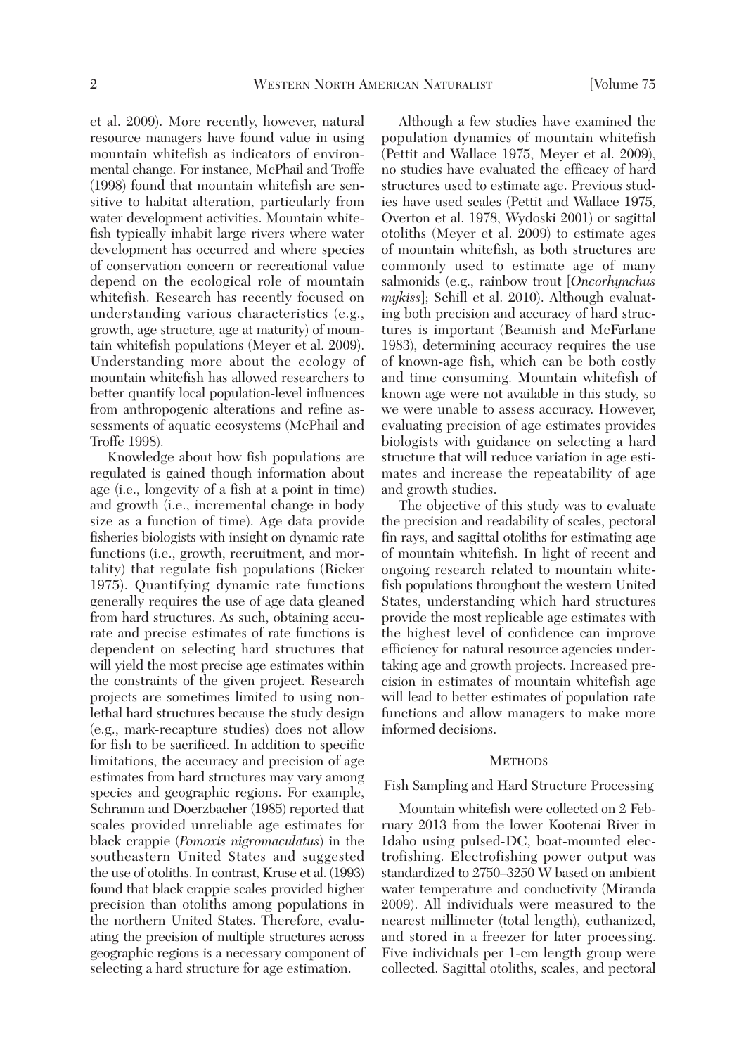et al. 2009). More recently, however, natural resource managers have found value in using mountain whitefish as indicators of environmental change. For instance, McPhail and Troffe (1998) found that mountain whitefish are sensitive to habitat alteration, particularly from water development activities. Mountain whitefish typically inhabit large rivers where water development has occurred and where species of conservation concern or recreational value depend on the ecological role of mountain whitefish. Research has recently focused on understanding various characteristics (e.g., growth, age structure, age at maturity) of mountain whitefish populations (Meyer et al. 2009). Understanding more about the ecology of mountain whitefish has allowed researchers to better quantify local population-level influences from anthropogenic alterations and refine assessments of aquatic ecosystems (McPhail and Troffe 1998).

Knowledge about how fish populations are regulated is gained though information about age (i.e., longevity of a fish at a point in time) and growth (i.e., incremental change in body size as a function of time). Age data provide fisheries biologists with insight on dynamic rate functions (i.e., growth, recruitment, and mortality) that regulate fish populations (Ricker 1975). Quantifying dynamic rate functions generally requires the use of age data gleaned from hard structures. As such, obtaining accurate and precise estimates of rate functions is dependent on selecting hard structures that will yield the most precise age estimates within the constraints of the given project. Research projects are sometimes limited to using nonlethal hard structures because the study design (e.g., mark-recapture studies) does not allow for fish to be sacrificed. In addition to specific limitations, the accuracy and precision of age estimates from hard structures may vary among species and geographic regions. For example, Schramm and Doerzbacher (1985) reported that scales provided unreliable age estimates for black crappie (*Pomoxis nigromaculatus*) in the southeastern United States and suggested the use of otoliths. In contrast, Kruse et al. (1993) found that black crappie scales provided higher precision than otoliths among populations in the northern United States. Therefore, evaluating the precision of multiple structures across geographic regions is a necessary component of selecting a hard structure for age estimation.

Although a few studies have examined the population dynamics of mountain whitefish (Pettit and Wallace 1975, Meyer et al. 2009), no studies have evaluated the efficacy of hard structures used to estimate age. Previous studies have used scales (Pettit and Wallace 1975, Overton et al. 1978, Wydoski 2001) or sagittal otoliths (Meyer et al. 2009) to estimate ages of mountain whitefish, as both structures are commonly used to estimate age of many salmonids (e.g., rainbow trout [*Oncorhynchus mykiss*]; Schill et al. 2010). Although evaluating both precision and accuracy of hard structures is important (Beamish and McFarlane 1983), determining accuracy requires the use of known-age fish, which can be both costly and time consuming. Mountain whitefish of known age were not available in this study, so we were unable to assess accuracy. However, evaluating precision of age estimates provides biologists with guidance on selecting a hard structure that will reduce variation in age estimates and increase the repeatability of age and growth studies.

The objective of this study was to evaluate the precision and readability of scales, pectoral fin rays, and sagittal otoliths for estimating age of mountain whitefish. In light of recent and ongoing research related to mountain whitefish populations throughout the western United States, understanding which hard structures provide the most replicable age estimates with the highest level of confidence can improve efficiency for natural resource agencies undertaking age and growth projects. Increased precision in estimates of mountain whitefish age will lead to better estimates of population rate functions and allow managers to make more informed decisions.

## Methods

### Fish Sampling and Hard Structure Processing

Mountain whitefish were collected on 2 February 2013 from the lower Kootenai River in Idaho using pulsed-DC, boat-mounted electrofishing. Electrofishing power output was standardized to 2750–3250 W based on ambient water temperature and conductivity (Miranda 2009). All individuals were measured to the nearest millimeter (total length), euthanized, and stored in a freezer for later processing. Five individuals per 1-cm length group were collected. Sagittal otoliths, scales, and pectoral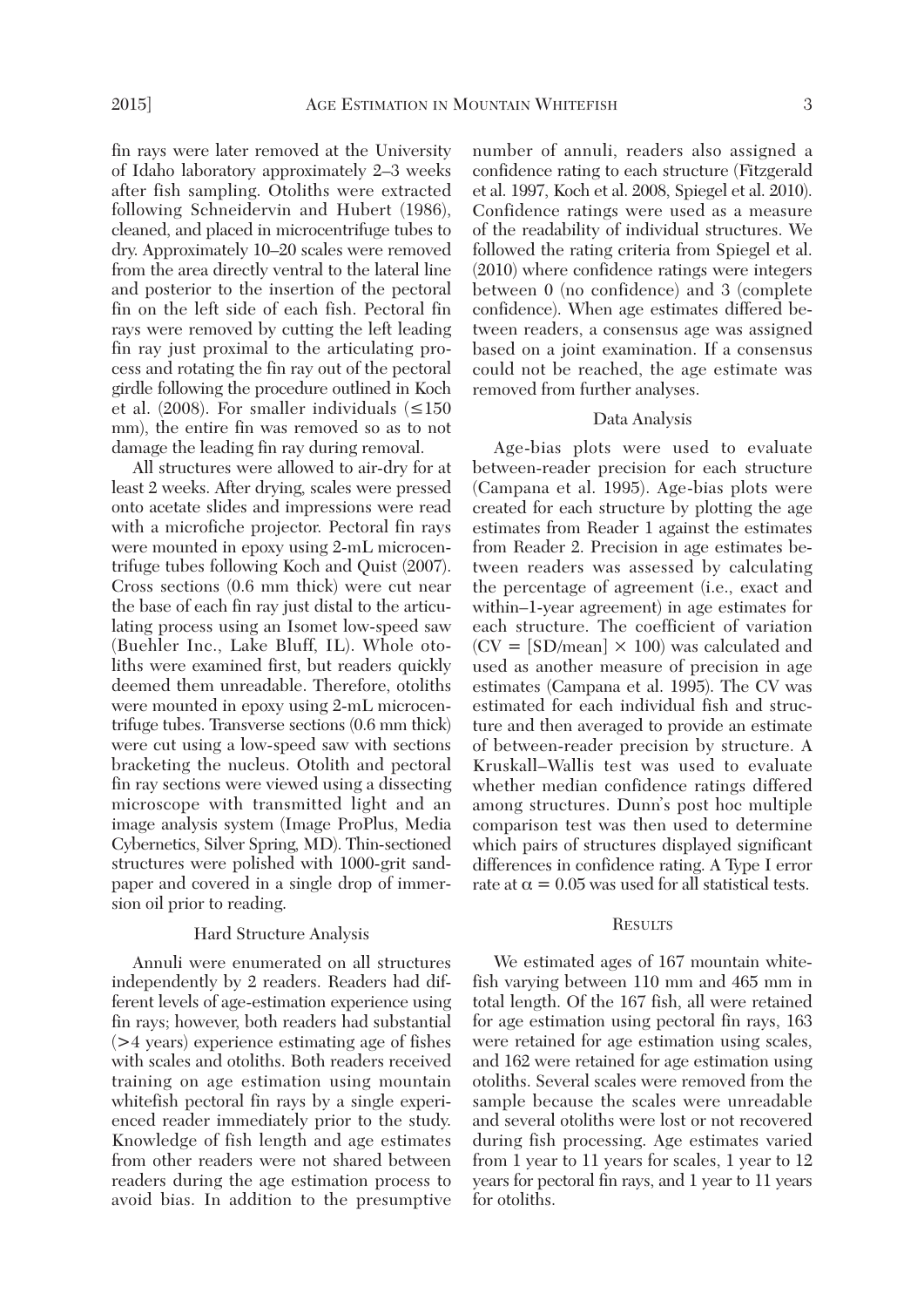fin rays were later removed at the University of Idaho laboratory approximately 2–3 weeks after fish sampling. Otoliths were extracted following Schneidervin and Hubert (1986), cleaned, and placed in microcentrifuge tubes to dry. Approximately 10–20 scales were removed from the area directly ventral to the lateral line and posterior to the insertion of the pectoral fin on the left side of each fish. Pectoral fin rays were removed by cutting the left leading fin ray just proximal to the articulating process and rotating the fin ray out of the pectoral girdle following the procedure outlined in Koch et al. (2008). For smaller individuals (≤150 mm), the entire fin was removed so as to not damage the leading fin ray during removal.

All structures were allowed to air-dry for at least 2 weeks. After drying, scales were pressed onto acetate slides and impressions were read with a microfiche projector. Pectoral fin rays were mounted in epoxy using 2-mL microcentrifuge tubes following Koch and Quist (2007). Cross sections (0.6 mm thick) were cut near the base of each fin ray just distal to the articulating process using an Isomet low-speed saw (Buehler Inc., Lake Bluff, IL). Whole otoliths were examined first, but readers quickly deemed them unreadable. Therefore, otoliths were mounted in epoxy using 2-mL microcentrifuge tubes. Transverse sections (0.6 mm thick) were cut using a low-speed saw with sections bracketing the nucleus. Otolith and pectoral fin ray sections were viewed using a dissecting microscope with transmitted light and an image analysis system (Image ProPlus, Media Cybernetics, Silver Spring, MD). Thin-sectioned structures were polished with 1000-grit sandpaper and covered in a single drop of immersion oil prior to reading.

### Hard Structure Analysis

Annuli were enumerated on all structures independently by 2 readers. Readers had different levels of age-estimation experience using fin rays; however, both readers had substantial (>4 years) experience estimating age of fishes with scales and otoliths. Both readers received training on age estimation using mountain whitefish pectoral fin rays by a single experienced reader immediately prior to the study. Knowledge of fish length and age estimates from other readers were not shared between readers during the age estimation process to avoid bias. In addition to the presumptive number of annuli, readers also assigned a confidence rating to each structure (Fitzgerald et al. 1997, Koch et al. 2008, Spiegel et al. 2010). Confidence ratings were used as a measure of the readability of individual structures. We followed the rating criteria from Spiegel et al. (2010) where confidence ratings were integers between 0 (no confidence) and 3 (complete confidence). When age estimates differed between readers, a consensus age was assigned based on a joint examination. If a consensus could not be reached, the age estimate was removed from further analyses.

### Data Analysis

Age-bias plots were used to evaluate between-reader precision for each structure (Campana et al. 1995). Age-bias plots were created for each structure by plotting the age estimates from Reader 1 against the estimates from Reader 2. Precision in age estimates between readers was assessed by calculating the percentage of agreement (i.e., exact and within–1-year agreement) in age estimates for each structure. The coefficient of variation ($CV = [SD/mean] \times 100$) was calculated and used as another measure of precision in age estimates (Campana et al. 1995). The CV was estimated for each individual fish and structure and then averaged to provide an estimate of between-reader precision by structure. A Kruskall–Wallis test was used to evaluate whether median confidence ratings differed among structures. Dunn's post hoc multiple comparison test was then used to determine which pairs of structures displayed significant differences in confidence rating. A Type I error rate at $\alpha = 0.05$ was used for all statistical tests.

## Results

We estimated ages of 167 mountain whitefish varying between 110 mm and 465 mm in total length. Of the 167 fish, all were retained for age estimation using pectoral fin rays, 163 were retained for age estimation using scales, and 162 were retained for age estimation using otoliths. Several scales were removed from the sample because the scales were unreadable and several otoliths were lost or not recovered during fish processing. Age estimates varied from 1 year to 11 years for scales, 1 year to 12 years for pectoral fin rays, and 1 year to 11 years for otoliths.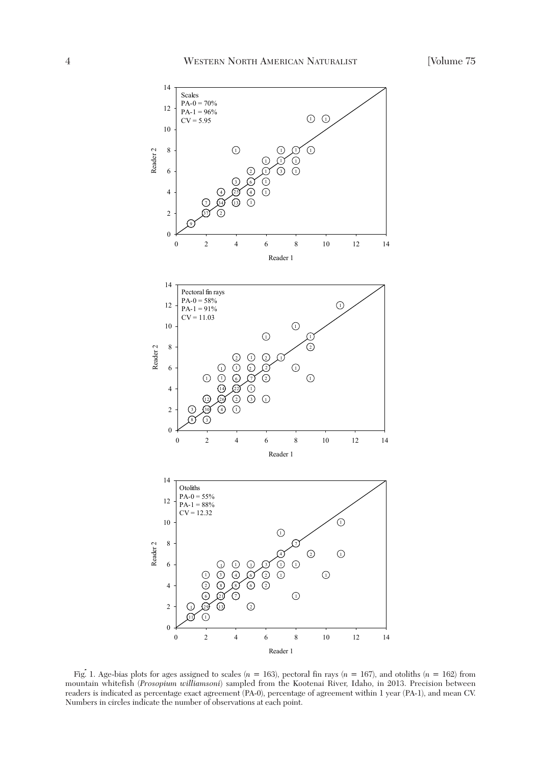Fig. 1. Age-bias plots for ages assigned to scales ($n$ = 163), pectoral fin rays ($n$ = 167), and otoliths ($n$ = 162) from mountain whitefish (*Prosopium williamsoni*) sampled from the Kootenai River, Idaho, in 2013. Precision between readers is indicated as percentage exact agreement (PA-0), percentage of agreement within 1 year (PA-1), and mean CV. Numbers in circles indicate the number of observations at each point.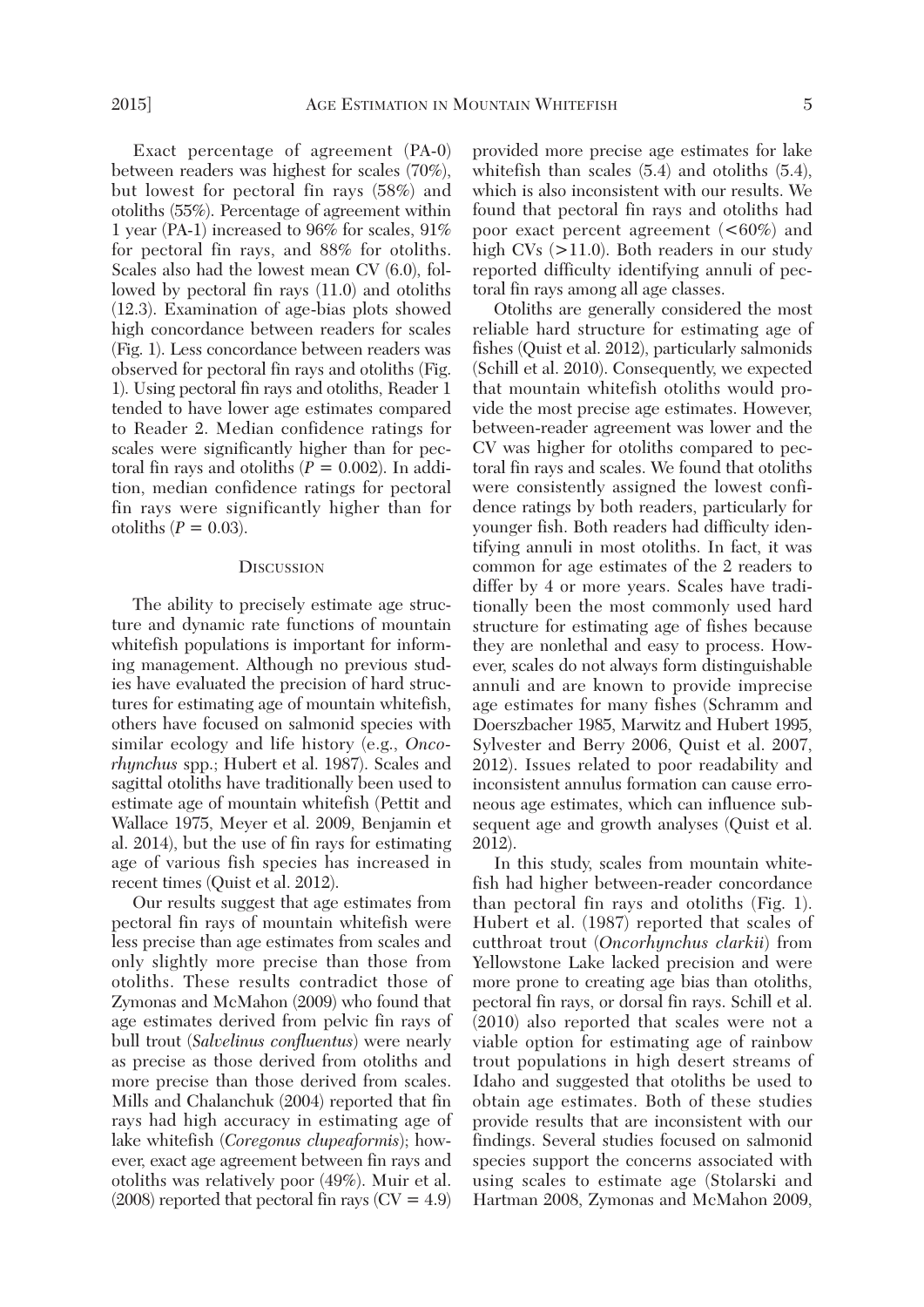Exact percentage of agreement (PA-0) between readers was highest for scales (70%), but lowest for pectoral fin rays (58%) and otoliths (55%). Percentage of agreement within 1 year (PA-1) increased to 96% for scales, 91% for pectoral fin rays, and 88% for otoliths. Scales also had the lowest mean CV (6.0), followed by pectoral fin rays (11.0) and otoliths (12.3). Examination of age-bias plots showed high concordance between readers for scales (Fig. 1). Less concordance between readers was observed for pectoral fin rays and otoliths (Fig. 1). Using pectoral fin rays and otoliths, Reader 1 tended to have lower age estimates compared to Reader 2. Median confidence ratings for scales were significantly higher than for pectoral fin rays and otoliths ($P = 0.002$). In addition, median confidence ratings for pectoral fin rays were significantly higher than for otoliths ($P = 0.03$).

## Discussion

The ability to precisely estimate age structure and dynamic rate functions of mountain whitefish populations is important for informing management. Although no previous studies have evaluated the precision of hard structures for estimating age of mountain whitefish, others have focused on salmonid species with similar ecology and life history (e.g., *Oncorhynchus* spp.; Hubert et al. 1987). Scales and sagittal otoliths have traditionally been used to estimate age of mountain whitefish (Pettit and Wallace 1975, Meyer et al. 2009, Benjamin et al. 2014), but the use of fin rays for estimating age of various fish species has increased in recent times (Quist et al. 2012).

Our results suggest that age estimates from pectoral fin rays of mountain whitefish were less precise than age estimates from scales and only slightly more precise than those from otoliths. These results contradict those of Zymonas and McMahon (2009) who found that age estimates derived from pelvic fin rays of bull trout (*Salvelinus confluentus*) were nearly as precise as those derived from otoliths and more precise than those derived from scales. Mills and Chalanchuk (2004) reported that fin rays had high accuracy in estimating age of lake whitefish (*Coregonus clupeaformis*); however, exact age agreement between fin rays and otoliths was relatively poor (49%). Muir et al. (2008) reported that pectoral fin rays (CV = 4.9) provided more precise age estimates for lake whitefish than scales (5.4) and otoliths (5.4), which is also inconsistent with our results. We found that pectoral fin rays and otoliths had poor exact percent agreement (<60%) and high CVs (>11.0). Both readers in our study reported difficulty identifying annuli of pectoral fin rays among all age classes.

Otoliths are generally considered the most reliable hard structure for estimating age of fishes (Quist et al. 2012), particularly salmonids (Schill et al. 2010). Consequently, we expected that mountain whitefish otoliths would provide the most precise age estimates. However, between-reader agreement was lower and the CV was higher for otoliths compared to pectoral fin rays and scales. We found that otoliths were consistently assigned the lowest confidence ratings by both readers, particularly for younger fish. Both readers had difficulty identifying annuli in most otoliths. In fact, it was common for age estimates of the 2 readers to differ by 4 or more years. Scales have traditionally been the most commonly used hard structure for estimating age of fishes because they are nonlethal and easy to process. However, scales do not always form distinguishable annuli and are known to provide imprecise age estimates for many fishes (Schramm and Doerszbacher 1985, Marwitz and Hubert 1995, Sylvester and Berry 2006, Quist et al. 2007, 2012). Issues related to poor readability and inconsistent annulus formation can cause erroneous age estimates, which can influence subsequent age and growth analyses (Quist et al. 2012).

In this study, scales from mountain whitefish had higher between-reader concordance than pectoral fin rays and otoliths (Fig. 1). Hubert et al. (1987) reported that scales of cutthroat trout (*Oncorhynchus clarkii*) from Yellowstone Lake lacked precision and were more prone to creating age bias than otoliths, pectoral fin rays, or dorsal fin rays. Schill et al. (2010) also reported that scales were not a viable option for estimating age of rainbow trout populations in high desert streams of Idaho and suggested that otoliths be used to obtain age estimates. Both of these studies provide results that are inconsistent with our findings. Several studies focused on salmonid species support the concerns associated with using scales to estimate age (Stolarski and Hartman 2008, Zymonas and McMahon 2009,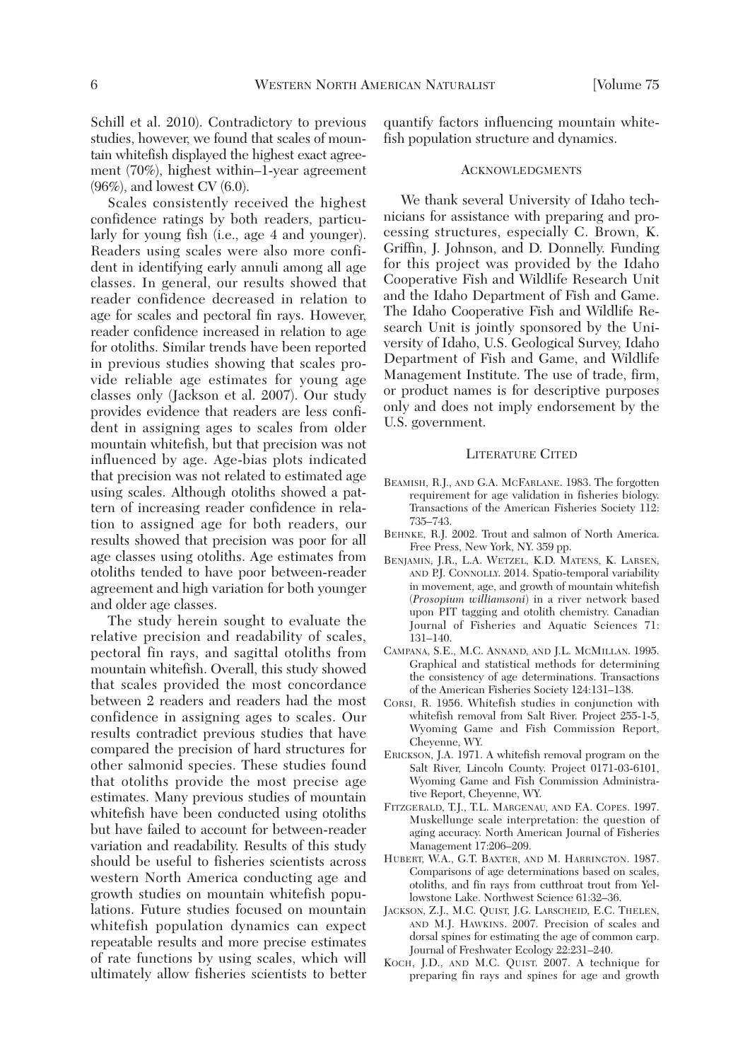Schill et al. 2010). Contradictory to previous studies, however, we found that scales of mountain whitefish displayed the highest exact agreement (70%), highest within–1-year agreement (96%), and lowest CV (6.0).

Scales consistently received the highest confidence ratings by both readers, particularly for young fish (i.e., age 4 and younger). Readers using scales were also more confident in identifying early annuli among all age classes. In general, our results showed that reader confidence decreased in relation to age for scales and pectoral fin rays. However, reader confidence increased in relation to age for otoliths. Similar trends have been reported in previous studies showing that scales provide reliable age estimates for young age classes only (Jackson et al. 2007). Our study provides evidence that readers are less confident in assigning ages to scales from older mountain whitefish, but that precision was not influenced by age. Age-bias plots indicated that precision was not related to estimated age using scales. Although otoliths showed a pattern of increasing reader confidence in relation to assigned age for both readers, our results showed that precision was poor for all age classes using otoliths. Age estimates from otoliths tended to have poor between-reader agreement and high variation for both younger and older age classes.

The study herein sought to evaluate the relative precision and readability of scales, pectoral fin rays, and sagittal otoliths from mountain whitefish. Overall, this study showed that scales provided the most concordance between 2 readers and readers had the most confidence in assigning ages to scales. Our results contradict previous studies that have compared the precision of hard structures for other salmonid species. These studies found that otoliths provide the most precise age estimates. Many previous studies of mountain whitefish have been conducted using otoliths but have failed to account for between-reader variation and readability. Results of this study should be useful to fisheries scientists across western North America conducting age and growth studies on mountain whitefish populations. Future studies focused on mountain whitefish population dynamics can expect repeatable results and more precise estimates of rate functions by using scales, which will ultimately allow fisheries scientists to better quantify factors influencing mountain whitefish population structure and dynamics.

## Acknowledgments

We thank several University of Idaho technicians for assistance with preparing and processing structures, especially C. Brown, K. Griffin, J. Johnson, and D. Donnelly. Funding for this project was provided by the Idaho Cooperative Fish and Wildlife Research Unit and the Idaho Department of Fish and Game. The Idaho Cooperative Fish and Wildlife Research Unit is jointly sponsored by the University of Idaho, U.S. Geological Survey, Idaho Department of Fish and Game, and Wildlife Management Institute. The use of trade, firm, or product names is for descriptive purposes only and does not imply endorsement by the U.S. government.

## Literature Cited

Beamish, R.J., and G.A. McFarlane. 1983. The forgotten requirement for age validation in fisheries biology. Transactions of the American Fisheries Society 112: 735–743.

Behnke, R.J. 2002. Trout and salmon of North America. Free Press, New York, NY. 359 pp.

Benjamin, J.R., L.A. Wetzel, K.D. Matens, K. Larsen, and P.J. Connolly. 2014. Spatio-temporal variability in movement, age, and growth of mountain whitefish (*Prosopium williamsoni*) in a river network based upon PIT tagging and otolith chemistry. Canadian Journal of Fisheries and Aquatic Sciences 71: 131–140.

Campana, S.E., M.C. Annand, and J.L. McMillan. 1995. Graphical and statistical methods for determining the consistency of age determinations. Transactions of the American Fisheries Society 124:131–138.

Corsi, R. 1956. Whitefish studies in conjunction with whitefish removal from Salt River. Project 255-1-5, Wyoming Game and Fish Commission Report, Cheyenne, WY.

Erickson, J.A. 1971. A whitefish removal program on the Salt River, Lincoln County. Project 0171-03-6101, Wyoming Game and Fish Commission Administrative Report, Cheyenne, WY.

Fitzgerald, T.J., T.L. Margenau, and F.A. Copes. 1997. Muskellunge scale interpretation: the question of aging accuracy. North American Journal of Fisheries Management 17:206–209.

Hubert, W.A., G.T. Baxter, and M. Harrington. 1987. Comparisons of age determinations based on scales, otoliths, and fin rays from cutthroat trout from Yellowstone Lake. Northwest Science 61:32–36.

Jackson, Z.J., M.C. Quist, J.G. Larscheid, E.C. Thelen, and M.J. Hawkins. 2007. Precision of scales and dorsal spines for estimating the age of common carp. Journal of Freshwater Ecology 22:231–240.

Koch, J.D., and M.C. Quist. 2007. A technique for preparing fin rays and spines for age and growth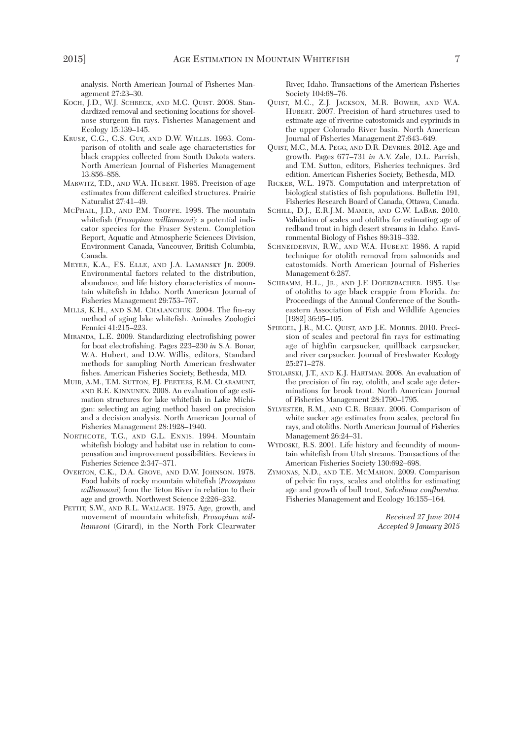analysis. North American Journal of Fisheries Management 27:23–30.

KOCH, J.D., W.J. SCHRECK, AND M.C. QUIST. 2008. Standardized removal and sectioning locations for shovelnose sturgeon fin rays. Fisheries Management and Ecology 15:139–145.

KRUSE, C.G., C.S. GUY, AND D.W. WILLIS. 1993. Comparison of otolith and scale age characteristics for black crappies collected from South Dakota waters. North American Journal of Fisheries Management 13:856–858.

MARWITZ, T.D., AND W.A. HUBERT. 1995. Precision of age estimates from different calcified structures. Prairie Naturalist 27:41–49.

MCPHAIL, J.D., AND P.M. TROFFE. 1998. The mountain whitefish (*Prosopium williamsoni*): a potential indicator species for the Fraser System. Completion Report, Aquatic and Atmospheric Sciences Division, Environment Canada, Vancouver, British Columbia, Canada.

MEYER, K.A., F.S. ELLE, AND J.A. LAMANSKY JR. 2009. Environmental factors related to the distribution, abundance, and life history characteristics of mountain whitefish in Idaho. North American Journal of Fisheries Management 29:753–767.

MILLS, K.H., AND S.M. CHALANCHUK. 2004. The fin-ray method of aging lake whitefish. Animales Zoologici Fennici 41:215–223.

MIRANDA, L.E. 2009. Standardizing electrofishing power for boat electrofishing. Pages 223–230 *in* S.A. Bonar, W.A. Hubert, and D.W. Willis, editors, Standard methods for sampling North American freshwater fishes. American Fisheries Society, Bethesda, MD.

MUIR, A.M., T.M. SUTTON, P.J. PEETERS, R.M. CLARAMUNT, AND R.E. KINNUNEN. 2008. An evaluation of age estimation structures for lake whitefish in Lake Michigan: selecting an aging method based on precision and a decision analysis. North American Journal of Fisheries Management 28:1928–1940.

NORTHCOTE, T.G., AND G.L. ENNIS. 1994. Mountain whitefish biology and habitat use in relation to compensation and improvement possibilities. Reviews in Fisheries Science 2:347–371.

OVERTON, C.K., D.A. GROVE, AND D.W. JOHNSON. 1978. Food habits of rocky mountain whitefish (*Prosopium williamsoni*) from the Teton River in relation to their age and growth. Northwest Science 2:226–232.

PETTIT, S.W., AND R.L. WALLACE. 1975. Age, growth, and movement of mountain whitefish, *Prosopium williamsoni* (Girard), in the North Fork Clearwater River, Idaho. Transactions of the American Fisheries Society 104:68–76.

QUIST, M.C., Z.J. JACKSON, M.R. BOWER, AND W.A. HUBERT. 2007. Precision of hard structures used to estimate age of riverine catostomids and cyprinids in the upper Colorado River basin. North American Journal of Fisheries Management 27:643–649.

QUIST, M.C., M.A. PEGG, AND D.R. DEVRIES. 2012. Age and growth. Pages 677–731 *in* A.V. Zale, D.L. Parrish, and T.M. Sutton, editors, Fisheries techniques. 3rd edition. American Fisheries Society, Bethesda, MD.

RICKER, W.L. 1975. Computation and interpretation of biological statistics of fish populations. Bulletin 191, Fisheries Research Board of Canada, Ottawa, Canada.

SCHILL, D.J., E.R.J.M. MAMER, AND G.W. LABAR. 2010. Validation of scales and otoliths for estimating age of redband trout in high desert streams in Idaho. Environmental Biology of Fishes 89:319–332.

SCHNEIDERVIN, R.W., AND W.A. HUBERT. 1986. A rapid technique for otolith removal from salmonids and catostomids. North American Journal of Fisheries Management 6:287.

SCHRAMM, H.L., JR., AND J.F. DOERZBACHER. 1985. Use of otoliths to age black crappie from Florida. *In:* Proceedings of the Annual Conference of the Southeastern Association of Fish and Wildlife Agencies [1982] 36:95–105.

SPIEGEL, J.R., M.C. QUIST, AND J.E. MORRIS. 2010. Precision of scales and pectoral fin rays for estimating age of highfin carpsucker, quillback carpsucker, and river carpsucker. Journal of Freshwater Ecology 25:271–278.

STOLARSKI, J.T., AND K.J. HARTMAN. 2008. An evaluation of the precision of fin ray, otolith, and scale age determinations for brook trout. North American Journal of Fisheries Management 28:1790–1795.

SYLVESTER, R.M., AND C.R. BERRY. 2006. Comparison of white sucker age estimates from scales, pectoral fin rays, and otoliths. North American Journal of Fisheries Management 26:24–31.

WYDOSKI, R.S. 2001. Life history and fecundity of mountain whitefish from Utah streams. Transactions of the American Fisheries Society 130:692–698.

ZYMONAS, N.D., AND T.E. MCMAHON. 2009. Comparison of pelvic fin rays, scales and otoliths for estimating age and growth of bull trout, *Salvelinus confluentus.* Fisheries Management and Ecology 16:155–164.

*Received 27 June 2014*
*Accepted 9 January 2015*